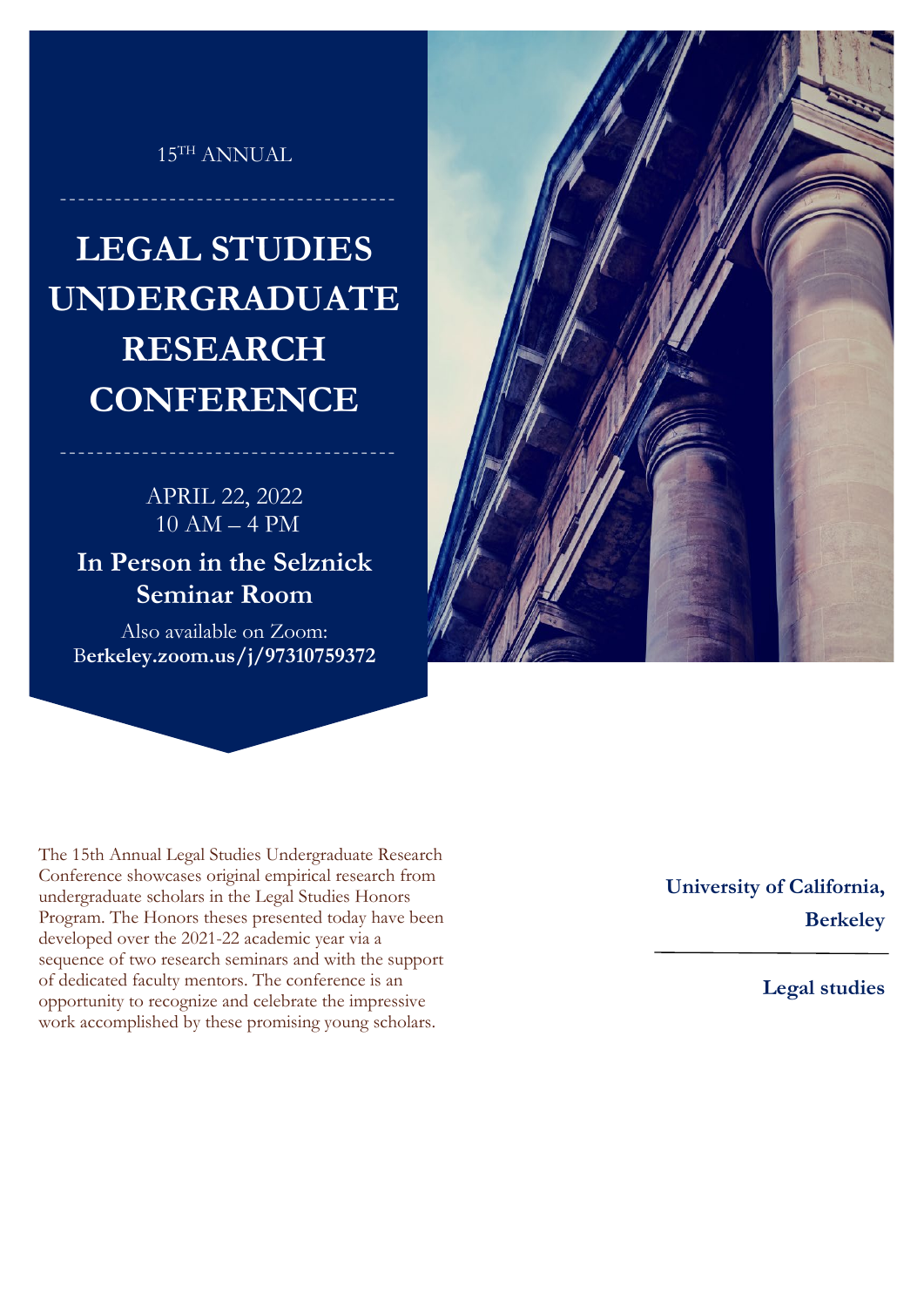15TH ANNUAL

# LEGAL STUDIES UNDERGRADUATE RESEARCH CONFERENCE

APRIL 22, 2022
10 AM – 4 PM

**In Person in the Selznick Seminar Room**

Also available on Zoom:
**Berkeley.zoom.us/j/97310759372**

The 15th Annual Legal Studies Undergraduate Research Conference showcases original empirical research from undergraduate scholars in the Legal Studies Honors Program. The Honors theses presented today have been developed over the 2021-22 academic year via a sequence of two research seminars and with the support of dedicated faculty mentors. The conference is an opportunity to recognize and celebrate the impressive work accomplished by these promising young scholars.

**University of California, Berkeley**

**Legal studies**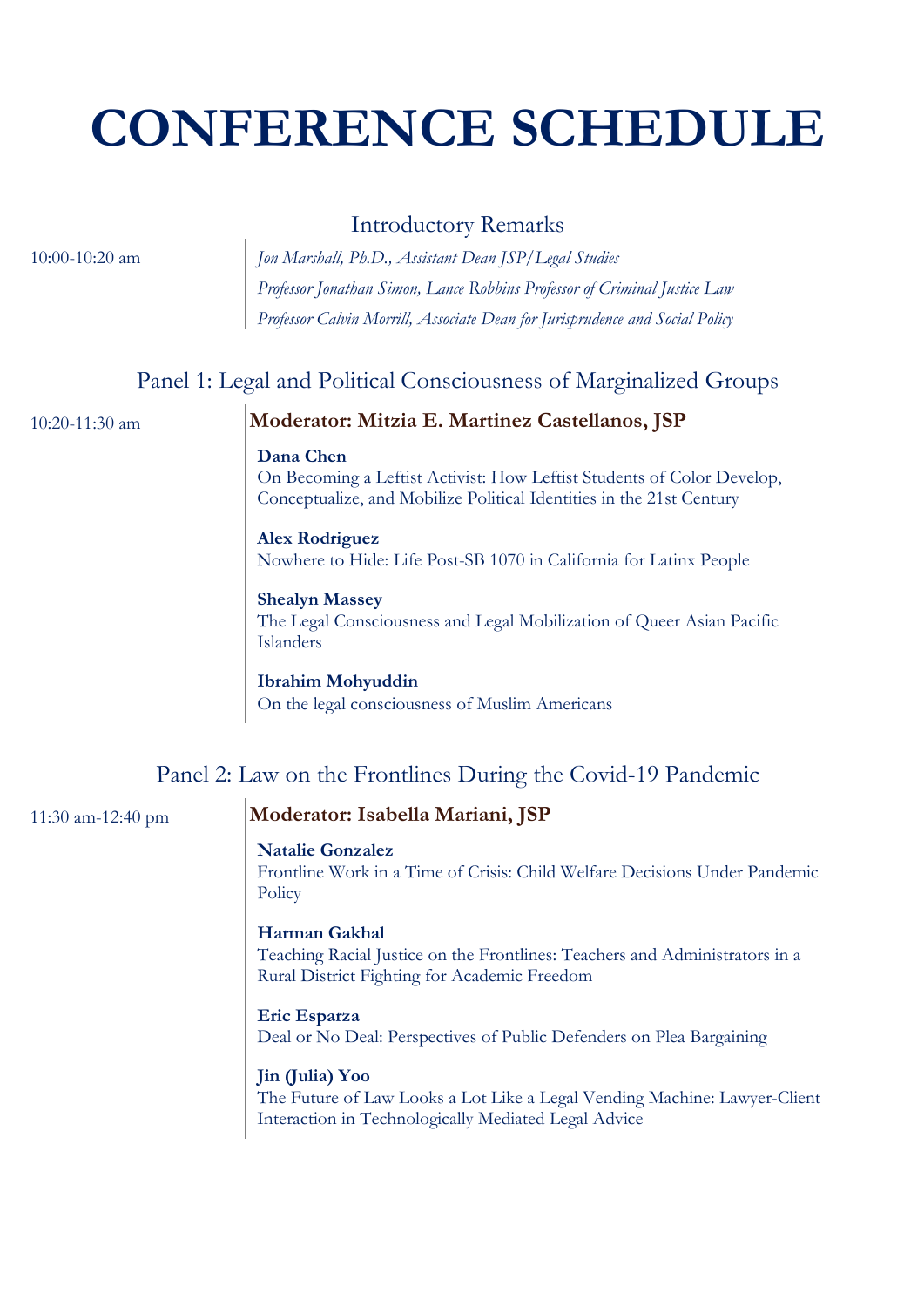# CONFERENCE SCHEDULE

## Introductory Remarks

10:00-10:20 am

*Jon Marshall, Ph.D., Assistant Dean JSP/Legal Studies*

*Professor Jonathan Simon, Lance Robbins Professor of Criminal Justice Law*

*Professor Calvin Morrill, Associate Dean for Jurisprudence and Social Policy*

## Panel 1: Legal and Political Consciousness of Marginalized Groups

10:20-11:30 am

**Moderator: Mitzia E. Martinez Castellanos, JSP**

**Dana Chen**
On Becoming a Leftist Activist: How Leftist Students of Color Develop, Conceptualize, and Mobilize Political Identities in the 21st Century

**Alex Rodriguez**
Nowhere to Hide: Life Post-SB 1070 in California for Latinx People

**Shealyn Massey**
The Legal Consciousness and Legal Mobilization of Queer Asian Pacific Islanders

**Ibrahim Mohyuddin**
On the legal consciousness of Muslim Americans

## Panel 2: Law on the Frontlines During the Covid-19 Pandemic

11:30 am-12:40 pm

**Moderator: Isabella Mariani, JSP**

**Natalie Gonzalez**
Frontline Work in a Time of Crisis: Child Welfare Decisions Under Pandemic Policy

**Harman Gakhal**
Teaching Racial Justice on the Frontlines: Teachers and Administrators in a Rural District Fighting for Academic Freedom

**Eric Esparza**
Deal or No Deal: Perspectives of Public Defenders on Plea Bargaining

**Jin (Julia) Yoo**
The Future of Law Looks a Lot Like a Legal Vending Machine: Lawyer-Client Interaction in Technologically Mediated Legal Advice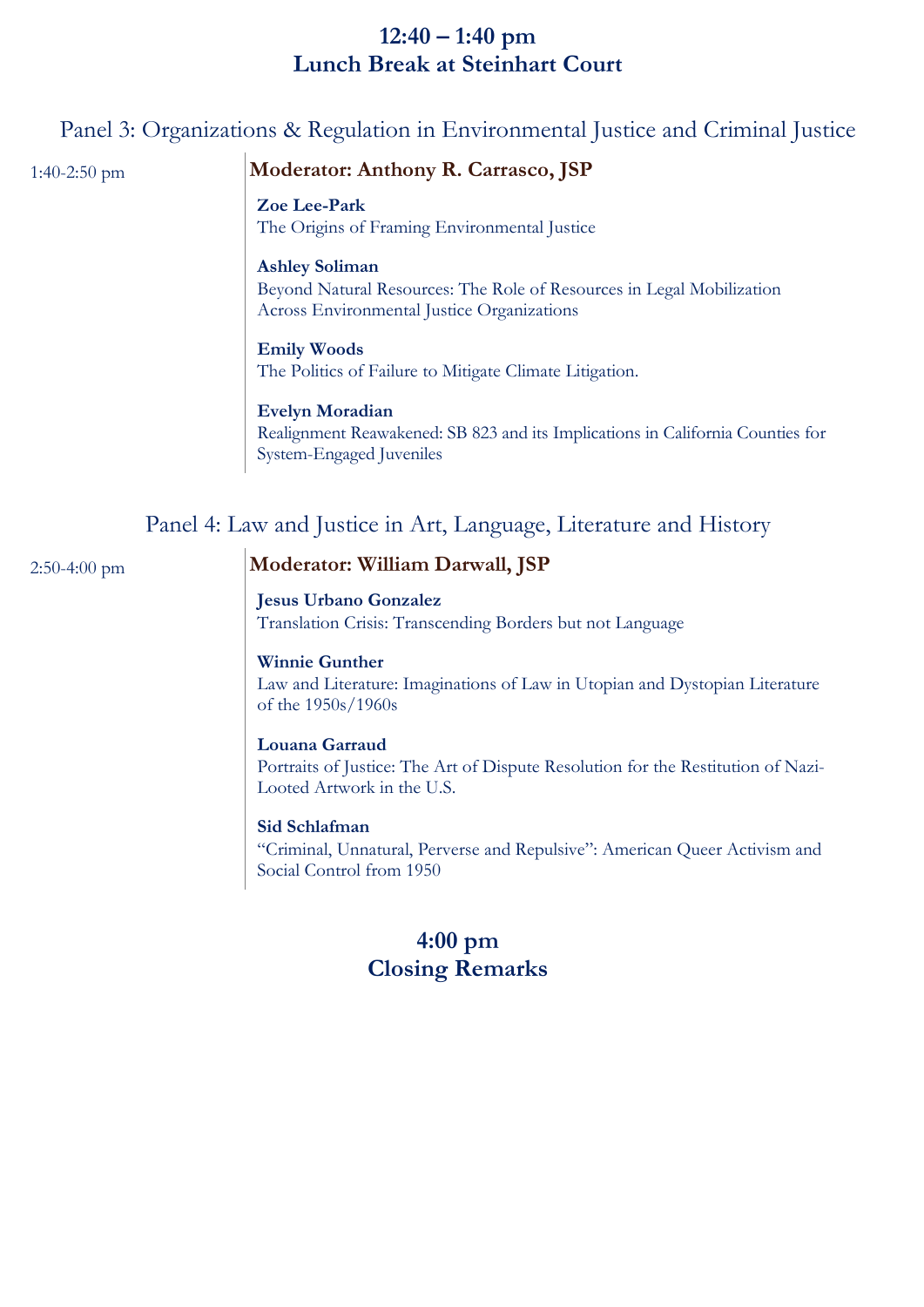## 12:40 – 1:40 pm
## Lunch Break at Steinhart Court

### Panel 3: Organizations & Regulation in Environmental Justice and Criminal Justice

1:40-2:50 pm

**Moderator: Anthony R. Carrasco, JSP**

**Zoe Lee-Park**
The Origins of Framing Environmental Justice

**Ashley Soliman**
Beyond Natural Resources: The Role of Resources in Legal Mobilization Across Environmental Justice Organizations

**Emily Woods**
The Politics of Failure to Mitigate Climate Litigation.

**Evelyn Moradian**
Realignment Reawakened: SB 823 and its Implications in California Counties for System-Engaged Juveniles

### Panel 4: Law and Justice in Art, Language, Literature and History

2:50-4:00 pm

**Moderator: William Darwall, JSP**

**Jesus Urbano Gonzalez**
Translation Crisis: Transcending Borders but not Language

**Winnie Gunther**
Law and Literature: Imaginations of Law in Utopian and Dystopian Literature of the 1950s/1960s

**Louana Garraud**
Portraits of Justice: The Art of Dispute Resolution for the Restitution of Nazi-Looted Artwork in the U.S.

**Sid Schlafman**
"Criminal, Unnatural, Perverse and Repulsive": American Queer Activism and Social Control from 1950

## 4:00 pm
## Closing Remarks